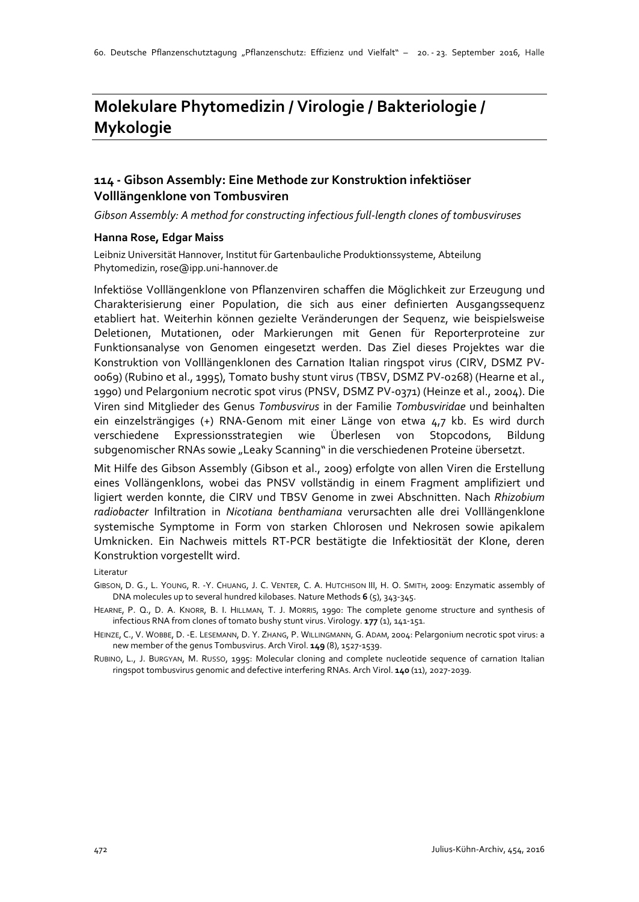# Molekulare Phytomedizin / Virologie / Bakteriologie / Mykologie

## 114 - Gibson Assembly: Eine Methode zur Konstruktion infektiöser Volllängenklone von Tombusviren

*Gibson Assembly: A method for constructing infectious full-length clones of tombusviruses*

### Hanna Rose, Edgar Maiss

Leibniz Universität Hannover, Institut für Gartenbauliche Produktionssysteme, Abteilung Phytomedizin, rose@ipp.uni-hannover.de

Infektiöse Volllängenklone von Pflanzenviren schaffen die Möglichkeit zur Erzeugung und Charakterisierung einer Population, die sich aus einer definierten Ausgangssequenz etabliert hat. Weiterhin können gezielte Veränderungen der Sequenz, wie beispielsweise Deletionen, Mutationen, oder Markierungen mit Genen für Reporterproteine zur Funktionsanalyse von Genomen eingesetzt werden. Das Ziel dieses Projektes war die Konstruktion von Volllängenklonen des Carnation Italian ringspot virus (CIRV, DSMZ PV-0069) (Rubino et al., 1995), Tomato bushy stunt virus (TBSV, DSMZ PV-0268) (Hearne et al., 1990) und Pelargonium necrotic spot virus (PNSV, DSMZ PV-0371) (Heinze et al., 2004). Die Viren sind Mitglieder des Genus *Tombusvirus* in der Familie *Tombusviridae* und beinhalten ein einzelsträngiges (+) RNA-Genom mit einer Länge von etwa 4,7 kb. Es wird durch verschiedene Expressionsstrategien wie Überlesen von Stopcodons, Bildung subgenomischer RNAs sowie „Leaky Scanning" in die verschiedenen Proteine übersetzt.

Mit Hilfe des Gibson Assembly (Gibson et al., 2009) erfolgte von allen Viren die Erstellung eines Vollängenklons, wobei das PNSV vollständig in einem Fragment amplifiziert und ligiert werden konnte, die CIRV und TBSV Genome in zwei Abschnitten. Nach *Rhizobium radiobacter* Infiltration in *Nicotiana benthamiana* verursachten alle drei Volllängenklone systemische Symptome in Form von starken Chlorosen und Nekrosen sowie apikalem Umknicken. Ein Nachweis mittels RT-PCR bestätigte die Infektiosität der Klone, deren Konstruktion vorgestellt wird.

Literatur

Gibson, D. G., L. Young, R. -Y. Chuang, J. C. Venter, C. A. Hutchison III, H. O. Smith, 2009: Enzymatic assembly of DNA molecules up to several hundred kilobases. Nature Methods **6** (5), 343-345.

Hearne, P. Q., D. A. Knorr, B. I. Hillman, T. J. Morris, 1990: The complete genome structure and synthesis of infectious RNA from clones of tomato bushy stunt virus. Virology. **177** (1), 141-151.

Heinze, C., V. Wobbe, D. -E. Lesemann, D. Y. Zhang, P. Willingmann, G. Adam, 2004: Pelargonium necrotic spot virus: a new member of the genus Tombusvirus. Arch Virol. **149** (8), 1527-1539.

Rubino, L., J. Burgyan, M. Russo, 1995: Molecular cloning and complete nucleotide sequence of carnation Italian ringspot tombusvirus genomic and defective interfering RNAs. Arch Virol. **140** (11), 2027-2039.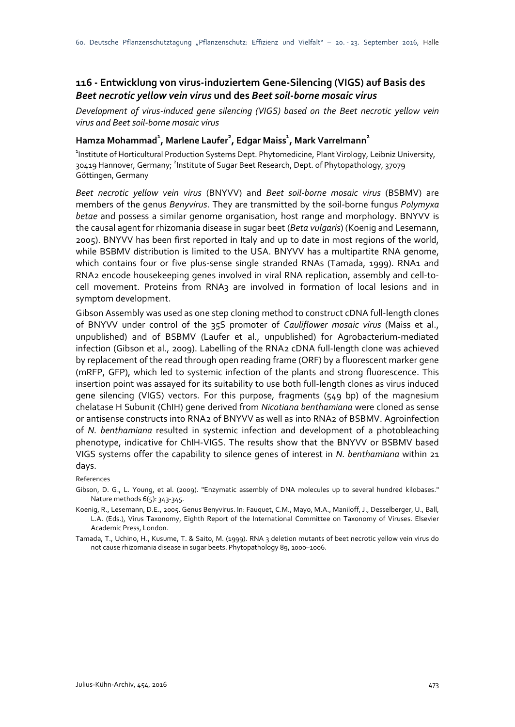## 116 - Entwicklung von virus-induziertem Gene-Silencing (VIGS) auf Basis des *Beet necrotic yellow vein virus* und des *Beet soil-borne mosaic virus*

*Development of virus-induced gene silencing (VIGS) based on the Beet necrotic yellow vein virus and Beet soil-borne mosaic virus*

**Hamza Mohammad[1], Marlene Laufer[2], Edgar Maiss[1], Mark Varrelmann[2]**

[1]Institute of Horticultural Production Systems Dept. Phytomedicine, Plant Virology, Leibniz University, 30419 Hannover, Germany; [2]Institute of Sugar Beet Research, Dept. of Phytopathology, 37079 Göttingen, Germany

*Beet necrotic yellow vein virus* (BNYVV) and *Beet soil-borne mosaic virus* (BSBMV) are members of the genus *Benyvirus*. They are transmitted by the soil-borne fungus *Polymyxa betae* and possess a similar genome organisation, host range and morphology. BNYVV is the causal agent for rhizomania disease in sugar beet (*Beta vulgaris*) (Koenig and Lesemann, 2005). BNYVV has been first reported in Italy and up to date in most regions of the world, while BSBMV distribution is limited to the USA. BNYVV has a multipartite RNA genome, which contains four or five plus-sense single stranded RNAs (Tamada, 1999). RNA1 and RNA2 encode housekeeping genes involved in viral RNA replication, assembly and cell-to-cell movement. Proteins from RNA3 are involved in formation of local lesions and in symptom development.

Gibson Assembly was used as one step cloning method to construct cDNA full-length clones of BNYVV under control of the 35S promoter of *Cauliflower mosaic virus* (Maiss et al., unpublished) and of BSBMV (Laufer et al., unpublished) for Agrobacterium-mediated infection (Gibson et al., 2009). Labelling of the RNA2 cDNA full-length clone was achieved by replacement of the read through open reading frame (ORF) by a fluorescent marker gene (mRFP, GFP), which led to systemic infection of the plants and strong fluorescence. This insertion point was assayed for its suitability to use both full-length clones as virus induced gene silencing (VIGS) vectors. For this purpose, fragments (549 bp) of the magnesium chelatase H Subunit (ChlH) gene derived from *Nicotiana benthamiana* were cloned as sense or antisense constructs into RNA2 of BNYVV as well as into RNA2 of BSBMV. Agroinfection of *N. benthamiana* resulted in systemic infection and development of a photobleaching phenotype, indicative for ChlH-VIGS. The results show that the BNYVV or BSBMV based VIGS systems offer the capability to silence genes of interest in *N. benthamiana* within 21 days.

References

Gibson, D. G., L. Young, et al. (2009). "Enzymatic assembly of DNA molecules up to several hundred kilobases." Nature methods 6(5): 343-345.

Koenig, R., Lesemann, D.E., 2005. Genus Benyvirus. In: Fauquet, C.M., Mayo, M.A., Maniloff, J., Desselberger, U., Ball, L.A. (Eds.), Virus Taxonomy, Eighth Report of the International Committee on Taxonomy of Viruses. Elsevier Academic Press, London.

Tamada, T., Uchino, H., Kusume, T. & Saito, M. (1999). RNA 3 deletion mutants of beet necrotic yellow vein virus do not cause rhizomania disease in sugar beets. Phytopathology 89, 1000–1006.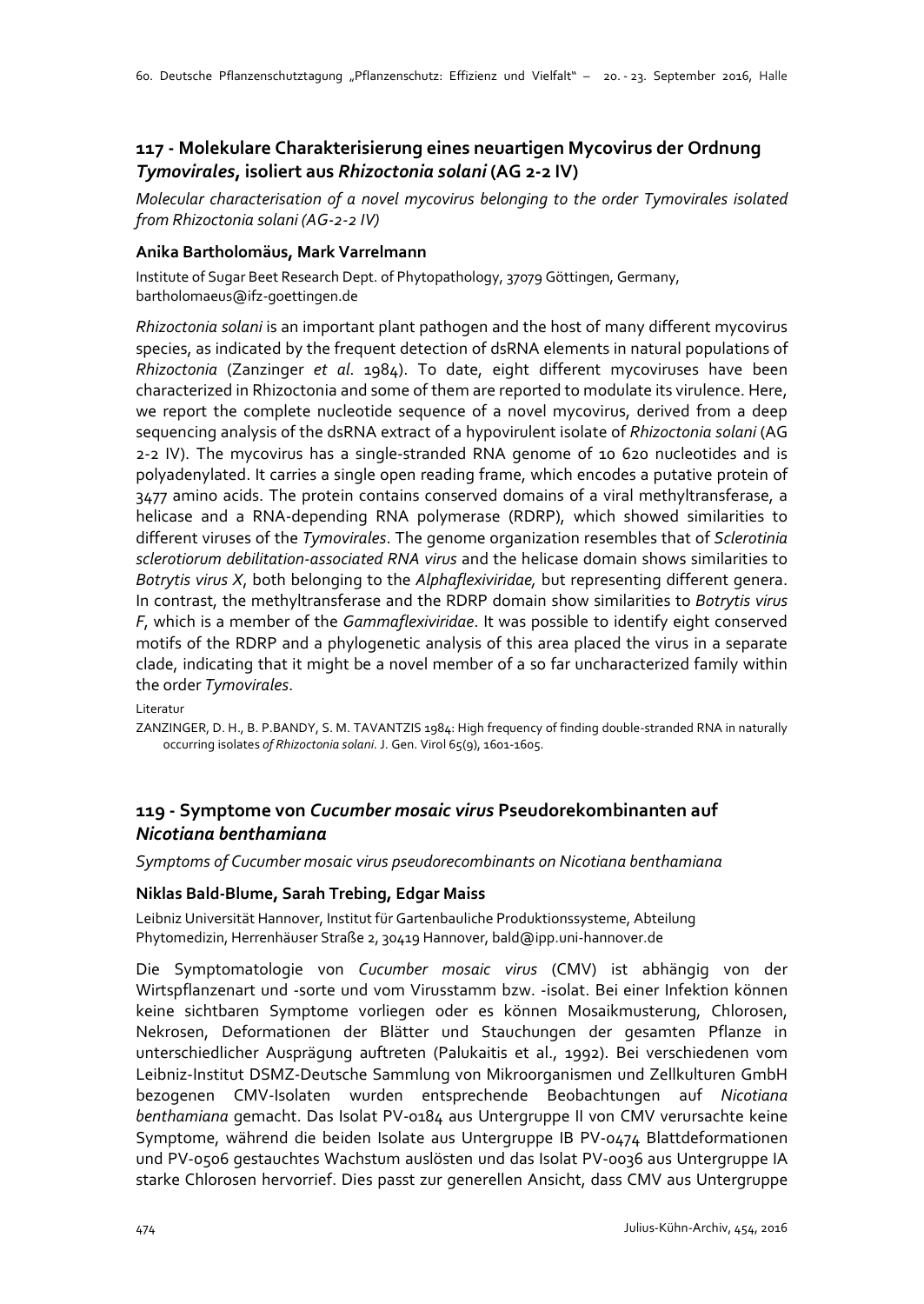## 117 - Molekulare Charakterisierung eines neuartigen Mycovirus der Ordnung *Tymovirales*, isoliert aus *Rhizoctonia solani* (AG 2-2 IV)

*Molecular characterisation of a novel mycovirus belonging to the order Tymovirales isolated from Rhizoctonia solani (AG-2-2 IV)*

**Anika Bartholomäus, Mark Varrelmann**

Institute of Sugar Beet Research Dept. of Phytopathology, 37079 Göttingen, Germany, bartholomaeus@ifz-goettingen.de

*Rhizoctonia solani* is an important plant pathogen and the host of many different mycovirus species, as indicated by the frequent detection of dsRNA elements in natural populations of *Rhizoctonia* (Zanzinger *et al*. 1984). To date, eight different mycoviruses have been characterized in Rhizoctonia and some of them are reported to modulate its virulence. Here, we report the complete nucleotide sequence of a novel mycovirus, derived from a deep sequencing analysis of the dsRNA extract of a hypovirulent isolate of *Rhizoctonia solani* (AG 2-2 IV). The mycovirus has a single-stranded RNA genome of 10 620 nucleotides and is polyadenylated. It carries a single open reading frame, which encodes a putative protein of 3477 amino acids. The protein contains conserved domains of a viral methyltransferase, a helicase and a RNA-depending RNA polymerase (RDRP), which showed similarities to different viruses of the *Tymovirales*. The genome organization resembles that of *Sclerotinia sclerotiorum debilitation-associated RNA virus* and the helicase domain shows similarities to *Botrytis virus X*, both belonging to the *Alphaflexiviridae,* but representing different genera. In contrast, the methyltransferase and the RDRP domain show similarities to *Botrytis virus F*, which is a member of the *Gammaflexiviridae*. It was possible to identify eight conserved motifs of the RDRP and a phylogenetic analysis of this area placed the virus in a separate clade, indicating that it might be a novel member of a so far uncharacterized family within the order *Tymovirales*.

Literatur

ZANZINGER, D. H., B. P.BANDY, S. M. TAVANTZIS 1984: High frequency of finding double-stranded RNA in naturally occurring isolates *of Rhizoctonia solani*. J. Gen. Virol 65(9), 1601-1605.

## 119 - Symptome von *Cucumber mosaic virus* Pseudorekombinanten auf *Nicotiana benthamiana*

*Symptoms of Cucumber mosaic virus pseudorecombinants on Nicotiana benthamiana*

**Niklas Bald-Blume, Sarah Trebing, Edgar Maiss**

Leibniz Universität Hannover, Institut für Gartenbauliche Produktionssysteme, Abteilung Phytomedizin, Herrenhäuser Straße 2, 30419 Hannover, bald@ipp.uni-hannover.de

Die Symptomatologie von *Cucumber mosaic virus* (CMV) ist abhängig von der Wirtspflanzenart und -sorte und vom Virusstamm bzw. -isolat. Bei einer Infektion können keine sichtbaren Symptome vorliegen oder es können Mosaikmusterung, Chlorosen, Nekrosen, Deformationen der Blätter und Stauchungen der gesamten Pflanze in unterschiedlicher Ausprägung auftreten (Palukaitis et al., 1992). Bei verschiedenen vom Leibniz-Institut DSMZ-Deutsche Sammlung von Mikroorganismen und Zellkulturen GmbH bezogenen CMV-Isolaten wurden entsprechende Beobachtungen auf *Nicotiana benthamiana* gemacht. Das Isolat PV-0184 aus Untergruppe II von CMV verursachte keine Symptome, während die beiden Isolate aus Untergruppe IB PV-0474 Blattdeformationen und PV-0506 gestauchtes Wachstum auslösten und das Isolat PV-0036 aus Untergruppe IA starke Chlorosen hervorrief. Dies passt zur generellen Ansicht, dass CMV aus Untergruppe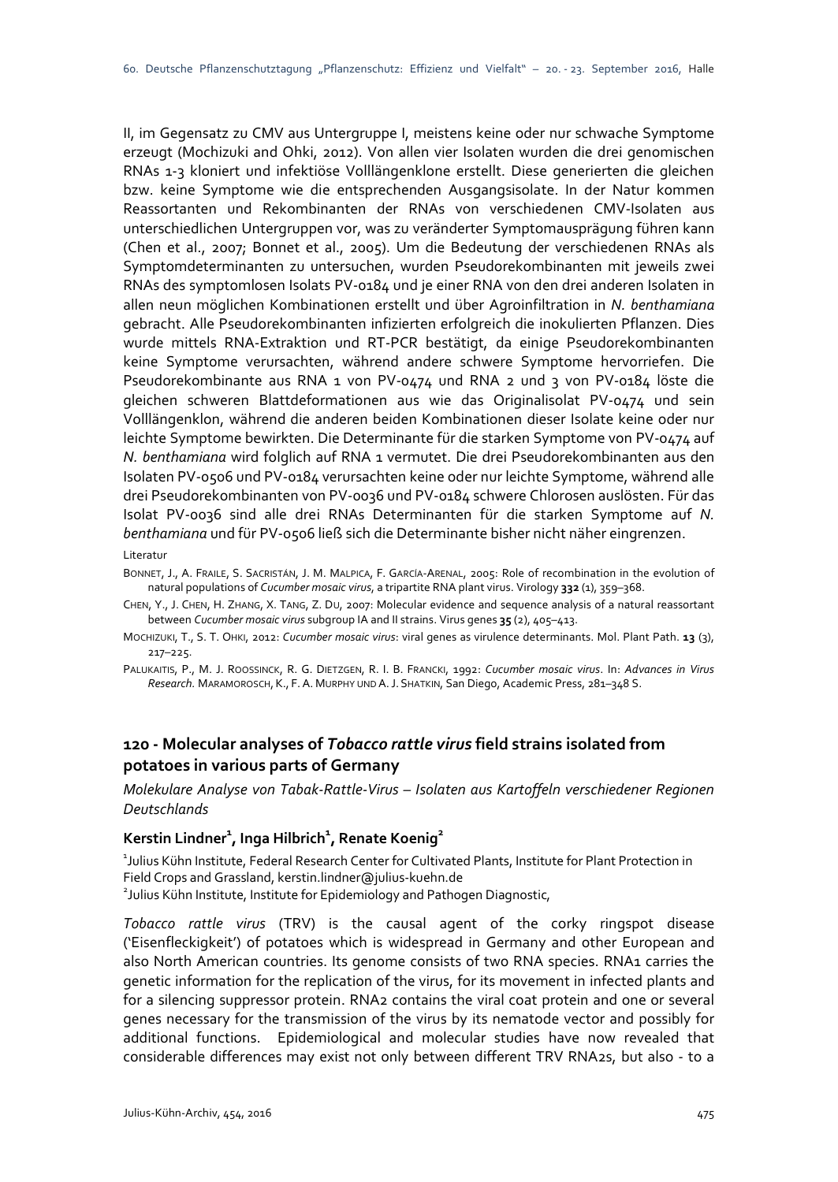II, im Gegensatz zu CMV aus Untergruppe I, meistens keine oder nur schwache Symptome erzeugt (Mochizuki and Ohki, 2012). Von allen vier Isolaten wurden die drei genomischen RNAs 1-3 kloniert und infektiöse Volllängenklone erstellt. Diese generierten die gleichen bzw. keine Symptome wie die entsprechenden Ausgangsisolate. In der Natur kommen Reassortanten und Rekombinanten der RNAs von verschiedenen CMV-Isolaten aus unterschiedlichen Untergruppen vor, was zu veränderter Symptomausprägung führen kann (Chen et al., 2007; Bonnet et al., 2005). Um die Bedeutung der verschiedenen RNAs als Symptomdeterminanten zu untersuchen, wurden Pseudorekombinanten mit jeweils zwei RNAs des symptomlosen Isolats PV-0184 und je einer RNA von den drei anderen Isolaten in allen neun möglichen Kombinationen erstellt und über Agroinfiltration in *N. benthamiana* gebracht. Alle Pseudorekombinanten infizierten erfolgreich die inokulierten Pflanzen. Dies wurde mittels RNA-Extraktion und RT-PCR bestätigt, da einige Pseudorekombinanten keine Symptome verursachten, während andere schwere Symptome hervorriefen. Die Pseudorekombinante aus RNA 1 von PV-0474 und RNA 2 und 3 von PV-0184 löste die gleichen schweren Blattdeformationen aus wie das Originalisolat PV-0474 und sein Volllängenklon, während die anderen beiden Kombinationen dieser Isolate keine oder nur leichte Symptome bewirkten. Die Determinante für die starken Symptome von PV-0474 auf *N. benthamiana* wird folglich auf RNA 1 vermutet. Die drei Pseudorekombinanten aus den Isolaten PV-0506 und PV-0184 verursachten keine oder nur leichte Symptome, während alle drei Pseudorekombinanten von PV-0036 und PV-0184 schwere Chlorosen auslösten. Für das Isolat PV-0036 sind alle drei RNAs Determinanten für die starken Symptome auf *N. benthamiana* und für PV-0506 ließ sich die Determinante bisher nicht näher eingrenzen.

Literatur

Bonnet, J., A. Fraile, S. Sacristán, J. M. Malpica, F. García-Arenal, 2005: Role of recombination in the evolution of natural populations of *Cucumber mosaic virus*, a tripartite RNA plant virus. Virology **332** (1), 359–368.

Chen, Y., J. Chen, H. Zhang, X. Tang, Z. Du, 2007: Molecular evidence and sequence analysis of a natural reassortant between *Cucumber mosaic virus* subgroup IA and II strains. Virus genes **35** (2), 405–413.

Mochizuki, T., S. T. Ohki, 2012: *Cucumber mosaic virus*: viral genes as virulence determinants. Mol. Plant Path. **13** (3), 217–225.

Palukaitis, P., M. J. Roossinck, R. G. Dietzgen, R. I. B. Francki, 1992: *Cucumber mosaic virus*. In: *Advances in Virus Research*. Maramorosch, K., F. A. Murphy und A. J. Shatkin, San Diego, Academic Press, 281–348 S.

## 120 - Molecular analyses of *Tobacco rattle virus* field strains isolated from potatoes in various parts of Germany

*Molekulare Analyse von Tabak-Rattle-Virus – Isolaten aus Kartoffeln verschiedener Regionen Deutschlands*

**Kerstin Lindner[1], Inga Hilbrich[1], Renate Koenig[2]**

[1]Julius Kühn Institute, Federal Research Center for Cultivated Plants, Institute for Plant Protection in Field Crops and Grassland, kerstin.lindner@julius-kuehn.de
[2]Julius Kühn Institute, Institute for Epidemiology and Pathogen Diagnostic,

*Tobacco rattle virus* (TRV) is the causal agent of the corky ringspot disease ('Eisenfleckigkeit') of potatoes which is widespread in Germany and other European and also North American countries. Its genome consists of two RNA species. RNA1 carries the genetic information for the replication of the virus, for its movement in infected plants and for a silencing suppressor protein. RNA2 contains the viral coat protein and one or several genes necessary for the transmission of the virus by its nematode vector and possibly for additional functions. Epidemiological and molecular studies have now revealed that considerable differences may exist not only between different TRV RNA2s, but also - to a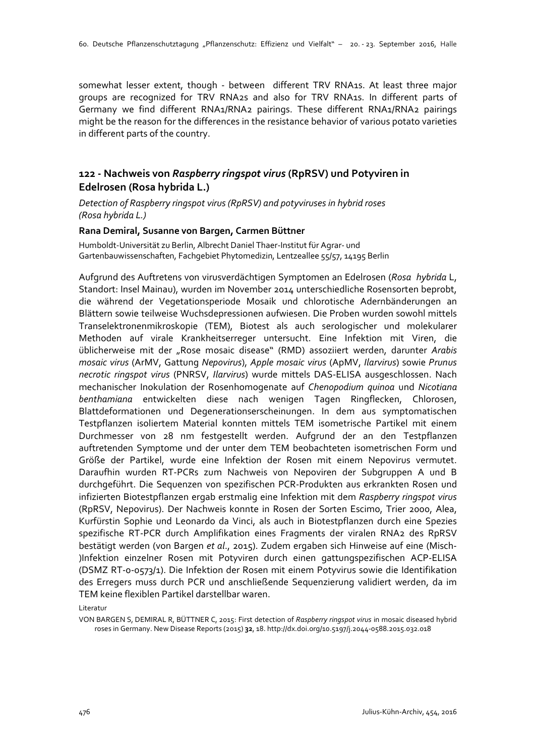somewhat lesser extent, though - between different TRV RNA1s. At least three major groups are recognized for TRV RNA2s and also for TRV RNA1s. In different parts of Germany we find different RNA1/RNA2 pairings. These different RNA1/RNA2 pairings might be the reason for the differences in the resistance behavior of various potato varieties in different parts of the country.

## 122 - Nachweis von *Raspberry ringspot virus* (RpRSV) und Potyviren in Edelrosen (Rosa hybrida L.)

*Detection of Raspberry ringspot virus (RpRSV) and potyviruses in hybrid roses (Rosa hybrida L.)*

**Rana Demiral, Susanne von Bargen, Carmen Büttner**

Humboldt-Universität zu Berlin, Albrecht Daniel Thaer-Institut für Agrar- und Gartenbauwissenschaften, Fachgebiet Phytomedizin, Lentzeallee 55/57, 14195 Berlin

Aufgrund des Auftretens von virusverdächtigen Symptomen an Edelrosen (*Rosa hybrida* L, Standort: Insel Mainau), wurden im November 2014 unterschiedliche Rosensorten beprobt, die während der Vegetationsperiode Mosaik und chlorotische Adernbänderungen an Blättern sowie teilweise Wuchsdepressionen aufwiesen. Die Proben wurden sowohl mittels Transelektronenmikroskopie (TEM), Biotest als auch serologischer und molekularer Methoden auf virale Krankheitserreger untersucht. Eine Infektion mit Viren, die üblicherweise mit der „Rose mosaic disease" (RMD) assoziiert werden, darunter *Arabis mosaic virus* (ArMV, Gattung *Nepovirus*), *Apple mosaic virus* (ApMV, *Ilarvirus*) sowie *Prunus necrotic ringspot virus* (PNRSV, *Ilarvirus*) wurde mittels DAS-ELISA ausgeschlossen. Nach mechanischer Inokulation der Rosenhomogenate auf *Chenopodium quinoa* und *Nicotiana benthamiana* entwickelten diese nach wenigen Tagen Ringflecken, Chlorosen, Blattdeformationen und Degenerationserscheinungen. In dem aus symptomatischen Testpflanzen isoliertem Material konnten mittels TEM isometrische Partikel mit einem Durchmesser von 28 nm festgestellt werden. Aufgrund der an den Testpflanzen auftretenden Symptome und der unter dem TEM beobachteten isometrischen Form und Größe der Partikel, wurde eine Infektion der Rosen mit einem Nepovirus vermutet. Daraufhin wurden RT-PCRs zum Nachweis von Nepoviren der Subgruppen A und B durchgeführt. Die Sequenzen von spezifischen PCR-Produkten aus erkrankten Rosen und infizierten Biotestpflanzen ergab erstmalig eine Infektion mit dem *Raspberry ringspot virus* (RpRSV, Nepovirus). Der Nachweis konnte in Rosen der Sorten Escimo, Trier 2000, Alea, Kurfürstin Sophie und Leonardo da Vinci, als auch in Biotestpflanzen durch eine Spezies spezifische RT-PCR durch Amplifikation eines Fragments der viralen RNA2 des RpRSV bestätigt werden (von Bargen *et al*., 2015). Zudem ergaben sich Hinweise auf eine (Misch-)Infektion einzelner Rosen mit Potyviren durch einen gattungspezifischen ACP-ELISA (DSMZ RT-0-0573/1). Die Infektion der Rosen mit einem Potyvirus sowie die Identifikation des Erregers muss durch PCR und anschließende Sequenzierung validiert werden, da im TEM keine flexiblen Partikel darstellbar waren.

Literatur

VON BARGEN S, DEMIRAL R, BÜTTNER C, 2015: First detection of *Raspberry ringspot virus* in mosaic diseased hybrid roses in Germany. New Disease Reports (2015) **32**, 18. http://dx.doi.org/10.5197/j.2044-0588.2015.032.018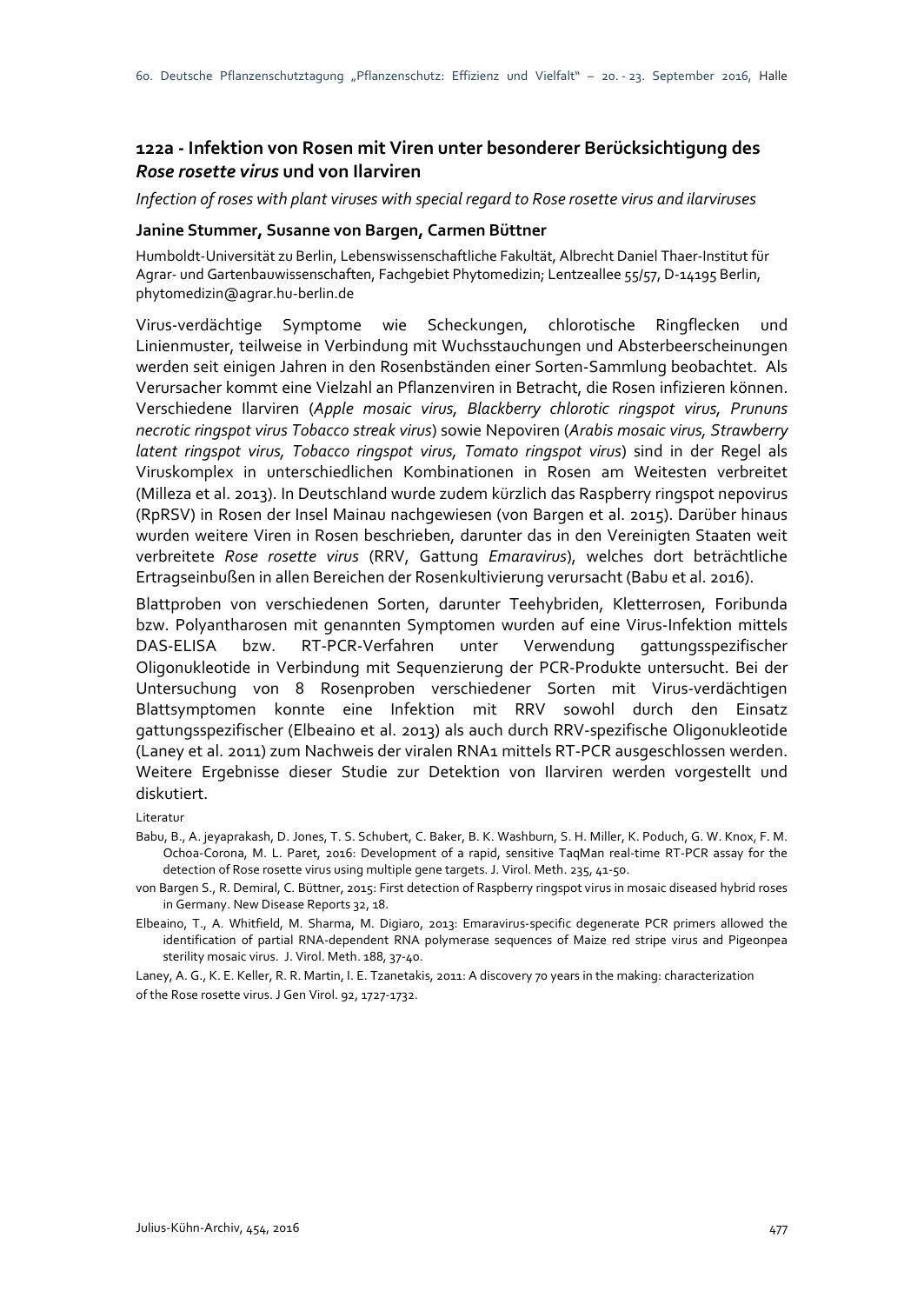## 122a - Infektion von Rosen mit Viren unter besonderer Berücksichtigung des *Rose rosette virus* und von Ilarviren

*Infection of roses with plant viruses with special regard to Rose rosette virus and ilarviruses*

**Janine Stummer, Susanne von Bargen, Carmen Büttner**

Humboldt-Universität zu Berlin, Lebenswissenschaftliche Fakultät, Albrecht Daniel Thaer-Institut für Agrar- und Gartenbauwissenschaften, Fachgebiet Phytomedizin; Lentzeallee 55/57, D-14195 Berlin, phytomedizin@agrar.hu-berlin.de

Virus-verdächtige Symptome wie Scheckungen, chlorotische Ringflecken und Linienmuster, teilweise in Verbindung mit Wuchsstauchungen und Absterbeerscheinungen werden seit einigen Jahren in den Rosenbständen einer Sorten-Sammlung beobachtet. Als Verursacher kommt eine Vielzahl an Pflanzenviren in Betracht, die Rosen infizieren können. Verschiedene Ilarviren (*Apple mosaic virus, Blackberry chlorotic ringspot virus, Prununs necrotic ringspot virus Tobacco streak virus*) sowie Nepoviren (*Arabis mosaic virus, Strawberry latent ringspot virus, Tobacco ringspot virus, Tomato ringspot virus*) sind in der Regel als Viruskomplex in unterschiedlichen Kombinationen in Rosen am Weitesten verbreitet (Milleza et al. 2013). In Deutschland wurde zudem kürzlich das Raspberry ringspot nepovirus (RpRSV) in Rosen der Insel Mainau nachgewiesen (von Bargen et al. 2015). Darüber hinaus wurden weitere Viren in Rosen beschrieben, darunter das in den Vereinigten Staaten weit verbreitete *Rose rosette virus* (RRV, Gattung *Emaravirus*), welches dort beträchtliche Ertragseinbußen in allen Bereichen der Rosenkultivierung verursacht (Babu et al. 2016).

Blattproben von verschiedenen Sorten, darunter Teehybriden, Kletterrosen, Foribunda bzw. Polyantharosen mit genannten Symptomen wurden auf eine Virus-Infektion mittels DAS-ELISA bzw. RT-PCR-Verfahren unter Verwendung gattungsspezifischer Oligonukleotide in Verbindung mit Sequenzierung der PCR-Produkte untersucht. Bei der Untersuchung von 8 Rosenproben verschiedener Sorten mit Virus-verdächtigen Blattsymptomen konnte eine Infektion mit RRV sowohl durch den Einsatz gattungsspezifischer (Elbeaino et al. 2013) als auch durch RRV-spezifische Oligonukleotide (Laney et al. 2011) zum Nachweis der viralen RNA1 mittels RT-PCR ausgeschlossen werden. Weitere Ergebnisse dieser Studie zur Detektion von Ilarviren werden vorgestellt und diskutiert.

Literatur

Babu, B., A. jeyaprakash, D. Jones, T. S. Schubert, C. Baker, B. K. Washburn, S. H. Miller, K. Poduch, G. W. Knox, F. M. Ochoa-Corona, M. L. Paret, 2016: Development of a rapid, sensitive TaqMan real-time RT-PCR assay for the detection of Rose rosette virus using multiple gene targets. J. Virol. Meth. 235, 41-50.

von Bargen S., R. Demiral, C. Büttner, 2015: First detection of Raspberry ringspot virus in mosaic diseased hybrid roses in Germany. New Disease Reports 32, 18.

Elbeaino, T., A. Whitfield, M. Sharma, M. Digiaro, 2013: Emaravirus-specific degenerate PCR primers allowed the identification of partial RNA-dependent RNA polymerase sequences of Maize red stripe virus and Pigeonpea sterility mosaic virus. J. Virol. Meth. 188, 37-40.

Laney, A. G., K. E. Keller, R. R. Martin, I. E. Tzanetakis, 2011: A discovery 70 years in the making: characterization of the Rose rosette virus. J Gen Virol. 92, 1727-1732.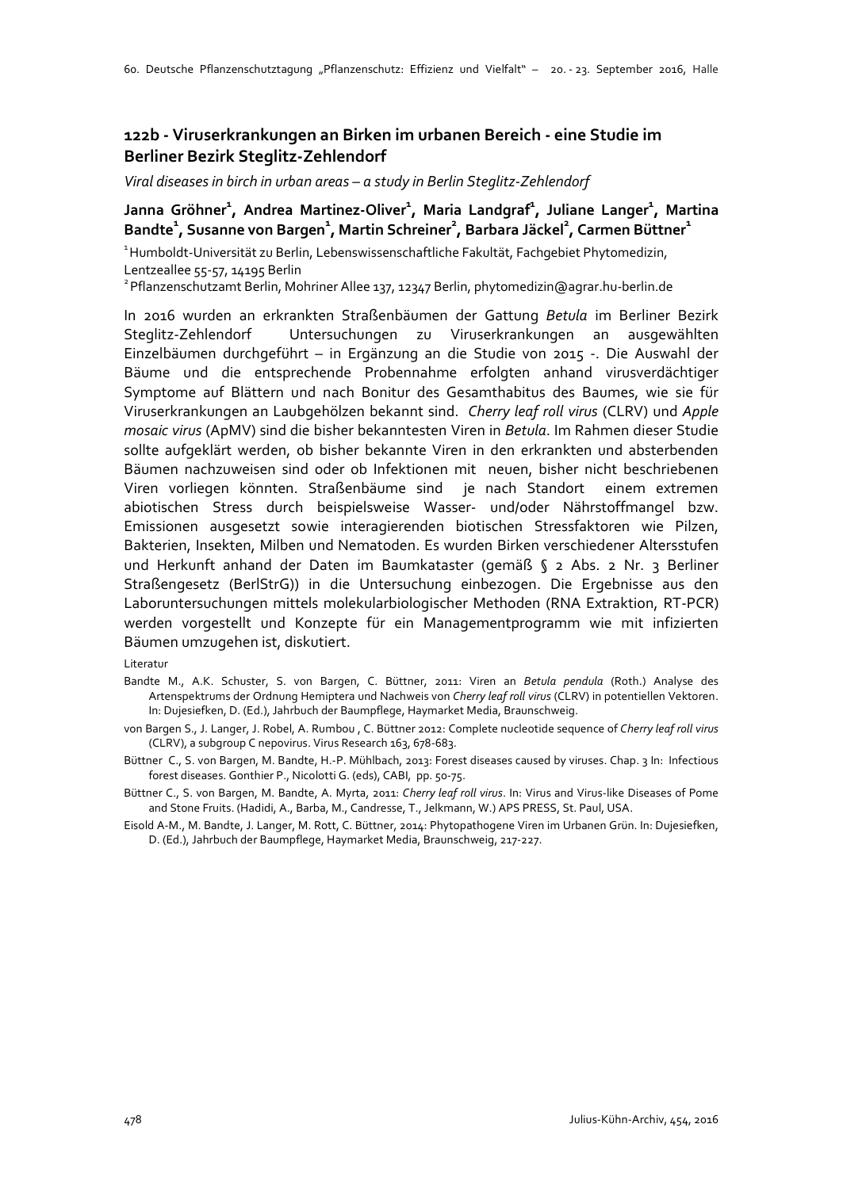## 122b - Viruserkrankungen an Birken im urbanen Bereich - eine Studie im Berliner Bezirk Steglitz-Zehlendorf

*Viral diseases in birch in urban areas – a study in Berlin Steglitz-Zehlendorf*

**Janna Gröhner[1], Andrea Martinez-Oliver[1], Maria Landgraf[1], Juliane Langer[1], Martina Bandte[1], Susanne von Bargen[1], Martin Schreiner[2], Barbara Jäckel[2], Carmen Büttner[1]**

[1] Humboldt-Universität zu Berlin, Lebenswissenschaftliche Fakultät, Fachgebiet Phytomedizin, Lentzeallee 55-57, 14195 Berlin

[2] Pflanzenschutzamt Berlin, Mohriner Allee 137, 12347 Berlin, phytomedizin@agrar.hu-berlin.de

In 2016 wurden an erkrankten Straßenbäumen der Gattung *Betula* im Berliner Bezirk Steglitz-Zehlendorf Untersuchungen zu Viruserkrankungen an ausgewählten Einzelbäumen durchgeführt – in Ergänzung an die Studie von 2015 -. Die Auswahl der Bäume und die entsprechende Probennahme erfolgten anhand virusverdächtiger Symptome auf Blättern und nach Bonitur des Gesamthabitus des Baumes, wie sie für Viruserkrankungen an Laubgehölzen bekannt sind. *Cherry leaf roll virus* (CLRV) und *Apple mosaic virus* (ApMV) sind die bisher bekanntesten Viren in *Betula*. Im Rahmen dieser Studie sollte aufgeklärt werden, ob bisher bekannte Viren in den erkrankten und absterbenden Bäumen nachzuweisen sind oder ob Infektionen mit neuen, bisher nicht beschriebenen Viren vorliegen könnten. Straßenbäume sind je nach Standort einem extremen abiotischen Stress durch beispielsweise Wasser- und/oder Nährstoffmangel bzw. Emissionen ausgesetzt sowie interagierenden biotischen Stressfaktoren wie Pilzen, Bakterien, Insekten, Milben und Nematoden. Es wurden Birken verschiedener Altersstufen und Herkunft anhand der Daten im Baumkataster (gemäß § 2 Abs. 2 Nr. 3 Berliner Straßengesetz (BerlStrG)) in die Untersuchung einbezogen. Die Ergebnisse aus den Laboruntersuchungen mittels molekularbiologischer Methoden (RNA Extraktion, RT-PCR) werden vorgestellt und Konzepte für ein Managementprogramm wie mit infizierten Bäumen umzugehen ist, diskutiert.

Literatur

Bandte M., A.K. Schuster, S. von Bargen, C. Büttner, 2011: Viren an *Betula pendula* (Roth.) Analyse des Artenspektrums der Ordnung Hemiptera und Nachweis von *Cherry leaf roll virus* (CLRV) in potentiellen Vektoren. In: Dujesiefken, D. (Ed.), Jahrbuch der Baumpflege, Haymarket Media, Braunschweig.

von Bargen S., J. Langer, J. Robel, A. Rumbou , C. Büttner 2012: Complete nucleotide sequence of *Cherry leaf roll virus* (CLRV), a subgroup C nepovirus. Virus Research 163, 678-683.

Büttner C., S. von Bargen, M. Bandte, H.-P. Mühlbach, 2013: Forest diseases caused by viruses. Chap. 3 In: Infectious forest diseases. Gonthier P., Nicolotti G. (eds), CABI, pp. 50-75.

Büttner C., S. von Bargen, M. Bandte, A. Myrta, 2011: *Cherry leaf roll virus*. In: Virus and Virus-like Diseases of Pome and Stone Fruits. (Hadidi, A., Barba, M., Candresse, T., Jelkmann, W.) APS PRESS, St. Paul, USA.

Eisold A-M., M. Bandte, J. Langer, M. Rott, C. Büttner, 2014: Phytopathogene Viren im Urbanen Grün. In: Dujesiefken, D. (Ed.), Jahrbuch der Baumpflege, Haymarket Media, Braunschweig, 217-227.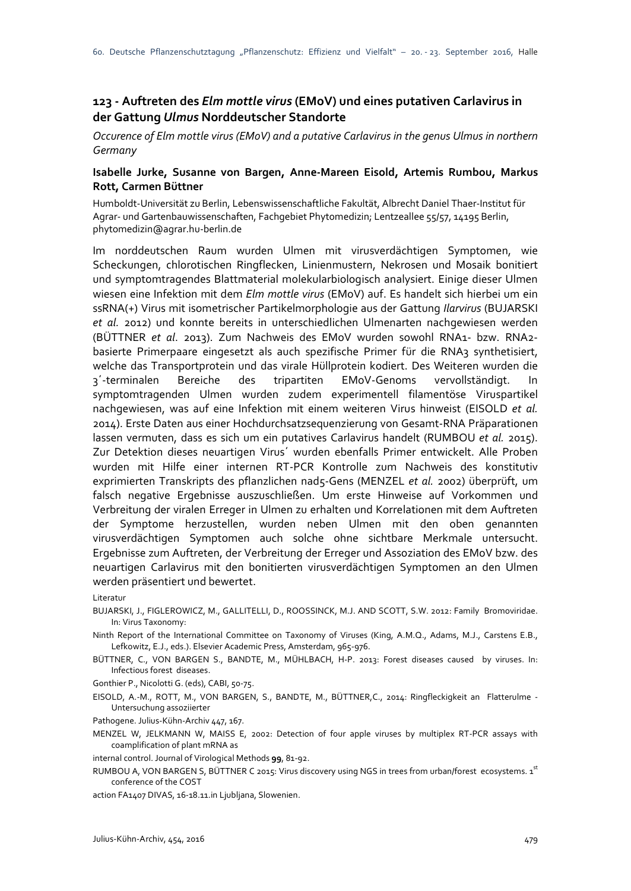## 123 - Auftreten des *Elm mottle virus* (EMoV) und eines putativen Carlavirus in der Gattung *Ulmus* Norddeutscher Standorte

*Occurence of Elm mottle virus (EMoV) and a putative Carlavirus in the genus Ulmus in northern Germany*

**Isabelle Jurke, Susanne von Bargen, Anne-Mareen Eisold, Artemis Rumbou, Markus Rott, Carmen Büttner**

Humboldt-Universität zu Berlin, Lebenswissenschaftliche Fakultät, Albrecht Daniel Thaer-Institut für Agrar- und Gartenbauwissenschaften, Fachgebiet Phytomedizin; Lentzeallee 55/57, 14195 Berlin, phytomedizin@agrar.hu-berlin.de

Im norddeutschen Raum wurden Ulmen mit virusverdächtigen Symptomen, wie Scheckungen, chlorotischen Ringflecken, Linienmustern, Nekrosen und Mosaik bonitiert und symptomtragendes Blattmaterial molekularbiologisch analysiert. Einige dieser Ulmen wiesen eine Infektion mit dem *Elm mottle virus* (EMoV) auf. Es handelt sich hierbei um ein ssRNA(+) Virus mit isometrischer Partikelmorphologie aus der Gattung *Ilarvirus* (BUJARSKI *et al.* 2012) und konnte bereits in unterschiedlichen Ulmenarten nachgewiesen werden (BÜTTNER *et al*. 2013). Zum Nachweis des EMoV wurden sowohl RNA1- bzw. RNA2-basierte Primerpaare eingesetzt als auch spezifische Primer für die RNA3 synthetisiert, welche das Transportprotein und das virale Hüllprotein kodiert. Des Weiteren wurden die 3´-terminalen Bereiche des tripartiten EMoV-Genoms vervollständigt. In symptomtragenden Ulmen wurden zudem experimentell filamentöse Viruspartikel nachgewiesen, was auf eine Infektion mit einem weiteren Virus hinweist (EISOLD *et al.* 2014). Erste Daten aus einer Hochdurchsatzsequenzierung von Gesamt-RNA Präparationen lassen vermuten, dass es sich um ein putatives Carlavirus handelt (RUMBOU *et al.* 2015). Zur Detektion dieses neuartigen Virus´ wurden ebenfalls Primer entwickelt. Alle Proben wurden mit Hilfe einer internen RT-PCR Kontrolle zum Nachweis des konstitutiv exprimierten Transkripts des pflanzlichen nad5-Gens (MENZEL *et al.* 2002) überprüft, um falsch negative Ergebnisse auszuschließen. Um erste Hinweise auf Vorkommen und Verbreitung der viralen Erreger in Ulmen zu erhalten und Korrelationen mit dem Auftreten der Symptome herzustellen, wurden neben Ulmen mit den oben genannten virusverdächtigen Symptomen auch solche ohne sichtbare Merkmale untersucht. Ergebnisse zum Auftreten, der Verbreitung der Erreger und Assoziation des EMoV bzw. des neuartigen Carlavirus mit den bonitierten virusverdächtigen Symptomen an den Ulmen werden präsentiert und bewertet.

Literatur

BUJARSKI, J., FIGLEROWICZ, M., GALLITELLI, D., ROOSSINCK, M.J. AND SCOTT, S.W. 2012: Family Bromoviridae. In: Virus Taxonomy: Ninth Report of the International Committee on Taxonomy of Viruses (King, A.M.Q., Adams, M.J., Carstens E.B., Lefkowitz, E.J., eds.). Elsevier Academic Press, Amsterdam, 965-976.

BÜTTNER, C., VON BARGEN S., BANDTE, M., MÜHLBACH, H-P. 2013: Forest diseases caused by viruses. In: Infectious forest diseases. Gonthier P., Nicolotti G. (eds), CABI, 50-75.

EISOLD, A.-M., ROTT, M., VON BARGEN, S., BANDTE, M., BÜTTNER,C., 2014: Ringfleckigkeit an Flatterulme - Untersuchung assoziierter Pathogene. Julius-Kühn-Archiv 447, 167.

MENZEL W, JELKMANN W, MAISS E, 2002: Detection of four apple viruses by multiplex RT-PCR assays with coamplification of plant mRNA as internal control. Journal of Virological Methods **99**, 81-92.

RUMBOU A, VON BARGEN S, BÜTTNER C 2015: Virus discovery using NGS in trees from urban/forest ecosystems. 1st conference of the COST action FA1407 DIVAS, 16-18.11.in Ljubljana, Slowenien.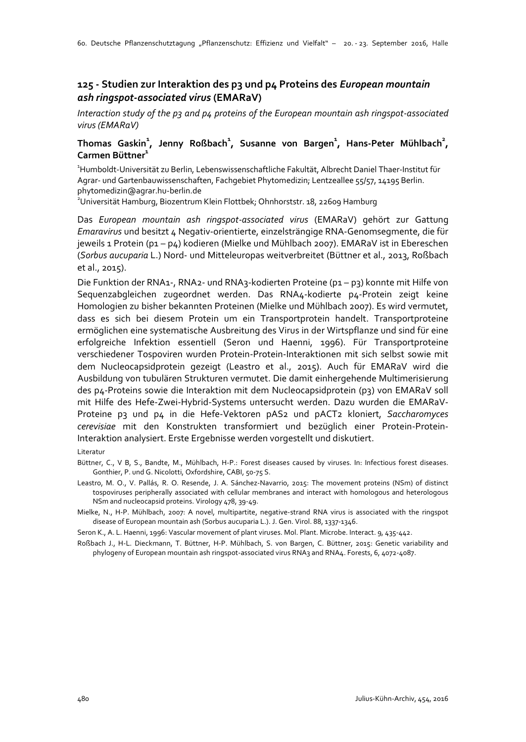## 125 - Studien zur Interaktion des p3 und p4 Proteins des *European mountain ash ringspot-associated virus* (EMARaV)

*Interaction study of the p3 and p4 proteins of the European mountain ash ringspot-associated virus (EMARaV)*

**Thomas Gaskin[1], Jenny Roßbach[1], Susanne von Bargen[1], Hans-Peter Mühlbach[2], Carmen Büttner[1]**

[1]Humboldt-Universität zu Berlin, Lebenswissenschaftliche Fakultät, Albrecht Daniel Thaer-Institut für Agrar- und Gartenbauwissenschaften, Fachgebiet Phytomedizin; Lentzeallee 55/57, 14195 Berlin. phytomedizin@agrar.hu-berlin.de

[2]Universität Hamburg, Biozentrum Klein Flottbek; Ohnhorststr. 18, 22609 Hamburg

Das *European mountain ash ringspot-associated virus* (EMARaV) gehört zur Gattung *Emaravirus* und besitzt 4 Negativ-orientierte, einzelsträngige RNA-Genomsegmente, die für jeweils 1 Protein (p1 – p4) kodieren (Mielke und Mühlbach 2007). EMARaV ist in Ebereschen (*Sorbus aucuparia* L.) Nord- und Mitteleuropas weitverbreitet (Büttner et al., 2013, Roßbach et al., 2015).

Die Funktion der RNA1-, RNA2- und RNA3-kodierten Proteine (p1 – p3) konnte mit Hilfe von Sequenzabgleichen zugeordnet werden. Das RNA4-kodierte p4-Protein zeigt keine Homologien zu bisher bekannten Proteinen (Mielke und Mühlbach 2007). Es wird vermutet, dass es sich bei diesem Protein um ein Transportprotein handelt. Transportproteine ermöglichen eine systematische Ausbreitung des Virus in der Wirtspflanze und sind für eine erfolgreiche Infektion essentiell (Seron und Haenni, 1996). Für Transportproteine verschiedener Tospoviren wurden Protein-Protein-Interaktionen mit sich selbst sowie mit dem Nucleocapsidprotein gezeigt (Leastro et al., 2015). Auch für EMARaV wird die Ausbildung von tubulären Strukturen vermutet. Die damit einhergehende Multimerisierung des p4-Proteins sowie die Interaktion mit dem Nucleocapsidprotein (p3) von EMARaV soll mit Hilfe des Hefe-Zwei-Hybrid-Systems untersucht werden. Dazu wurden die EMARaV-Proteine p3 und p4 in die Hefe-Vektoren pAS2 und pACT2 kloniert, *Saccharomyces cerevisiae* mit den Konstrukten transformiert und bezüglich einer Protein-Protein-Interaktion analysiert. Erste Ergebnisse werden vorgestellt und diskutiert.

Literatur

Büttner, C., V B, S., Bandte, M., Mühlbach, H-P.: Forest diseases caused by viruses. In: Infectious forest diseases. Gonthier, P. und G. Nicolotti, Oxfordshire, CABI, 50-75 S.

Leastro, M. O., V. Pallás, R. O. Resende, J. A. Sánchez-Navarrio, 2015: The movement proteins (NSm) of distinct tospoviruses peripherally associated with cellular membranes and interact with homologous and heterologous NSm and nucleocapsid proteins. Virology 478, 39-49.

Mielke, N., H-P. Mühlbach, 2007: A novel, multipartite, negative-strand RNA virus is associated with the ringspot disease of European mountain ash (Sorbus aucuparia L.). J. Gen. Virol. 88, 1337-1346.

Seron K., A. L. Haenni, 1996: Vascular movement of plant viruses. Mol. Plant. Microbe. Interact. 9, 435-442.

Roßbach J., H-L. Dieckmann, T. Büttner, H-P. Mühlbach, S. von Bargen, C. Büttner, 2015: Genetic variability and phylogeny of European mountain ash ringspot-associated virus RNA3 and RNA4. Forests, 6, 4072-4087.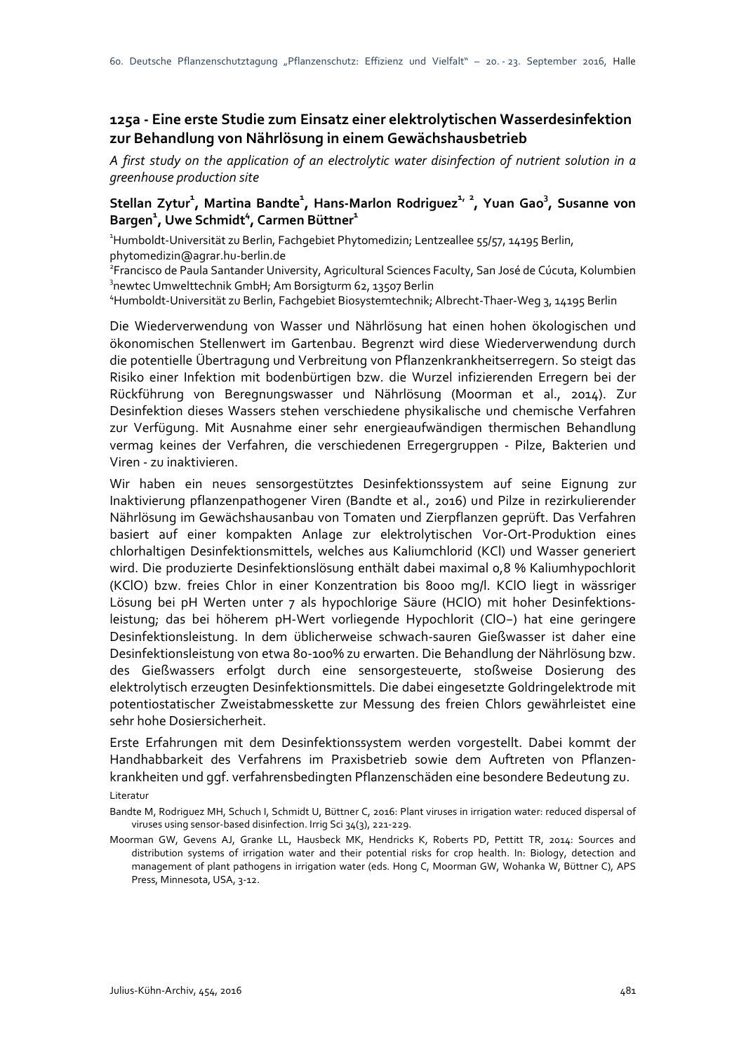## 125a - Eine erste Studie zum Einsatz einer elektrolytischen Wasserdesinfektion zur Behandlung von Nährlösung in einem Gewächshausbetrieb

*A first study on the application of an electrolytic water disinfection of nutrient solution in a greenhouse production site*

**Stellan Zytur[1], Martina Bandte[1], Hans-Marlon Rodriguez[1, 2], Yuan Gao[3], Susanne von Bargen[1], Uwe Schmidt[4], Carmen Büttner[1]**

[1]Humboldt-Universität zu Berlin, Fachgebiet Phytomedizin; Lentzeallee 55/57, 14195 Berlin, phytomedizin@agrar.hu-berlin.de
[2]Francisco de Paula Santander University, Agricultural Sciences Faculty, San José de Cúcuta, Kolumbien
[3]newtec Umwelttechnik GmbH; Am Borsigturm 62, 13507 Berlin
[4]Humboldt-Universität zu Berlin, Fachgebiet Biosystemtechnik; Albrecht-Thaer-Weg 3, 14195 Berlin

Die Wiederverwendung von Wasser und Nährlösung hat einen hohen ökologischen und ökonomischen Stellenwert im Gartenbau. Begrenzt wird diese Wiederverwendung durch die potentielle Übertragung und Verbreitung von Pflanzenkrankheitserregern. So steigt das Risiko einer Infektion mit bodenbürtigen bzw. die Wurzel infizierenden Erregern bei der Rückführung von Beregnungswasser und Nährlösung (Moorman et al., 2014). Zur Desinfektion dieses Wassers stehen verschiedene physikalische und chemische Verfahren zur Verfügung. Mit Ausnahme einer sehr energieaufwändigen thermischen Behandlung vermag keines der Verfahren, die verschiedenen Erregergruppen - Pilze, Bakterien und Viren - zu inaktivieren.

Wir haben ein neues sensorgestütztes Desinfektionssystem auf seine Eignung zur Inaktivierung pflanzenpathogener Viren (Bandte et al., 2016) und Pilze in rezirkulierender Nährlösung im Gewächshausanbau von Tomaten und Zierpflanzen geprüft. Das Verfahren basiert auf einer kompakten Anlage zur elektrolytischen Vor-Ort-Produktion eines chlorhaltigen Desinfektionsmittels, welches aus Kaliumchlorid ($KCl$) und Wasser generiert wird. Die produzierte Desinfektionslösung enthält dabei maximal 0,8 % Kaliumhypochlorit ($KClO$) bzw. freies Chlor in einer Konzentration bis 8000 mg/l. $KClO$ liegt in wässriger Lösung bei pH Werten unter 7 als hypochlorige Säure ($HClO$) mit hoher Desinfektionsleistung; das bei höherem pH-Wert vorliegende Hypochlorit ($ClO^-$) hat eine geringere Desinfektionsleistung. In dem üblicherweise schwach-sauren Gießwasser ist daher eine Desinfektionsleistung von etwa 80-100% zu erwarten. Die Behandlung der Nährlösung bzw. des Gießwassers erfolgt durch eine sensorgesteuerte, stoßweise Dosierung des elektrolytisch erzeugten Desinfektionsmittels. Die dabei eingesetzte Goldringelektrode mit potentiostatischer Zweistabmesskette zur Messung des freien Chlors gewährleistet eine sehr hohe Dosiersicherheit.

Erste Erfahrungen mit dem Desinfektionssystem werden vorgestellt. Dabei kommt der Handhabbarkeit des Verfahrens im Praxisbetrieb sowie dem Auftreten von Pflanzenkrankheiten und ggf. verfahrensbedingten Pflanzenschäden eine besondere Bedeutung zu.

Literatur

Bandte M, Rodriguez MH, Schuch I, Schmidt U, Büttner C, 2016: Plant viruses in irrigation water: reduced dispersal of viruses using sensor-based disinfection. Irrig Sci 34(3), 221-229.

Moorman GW, Gevens AJ, Granke LL, Hausbeck MK, Hendricks K, Roberts PD, Pettitt TR, 2014: Sources and distribution systems of irrigation water and their potential risks for crop health. In: Biology, detection and management of plant pathogens in irrigation water (eds. Hong C, Moorman GW, Wohanka W, Büttner C), APS Press, Minnesota, USA, 3-12.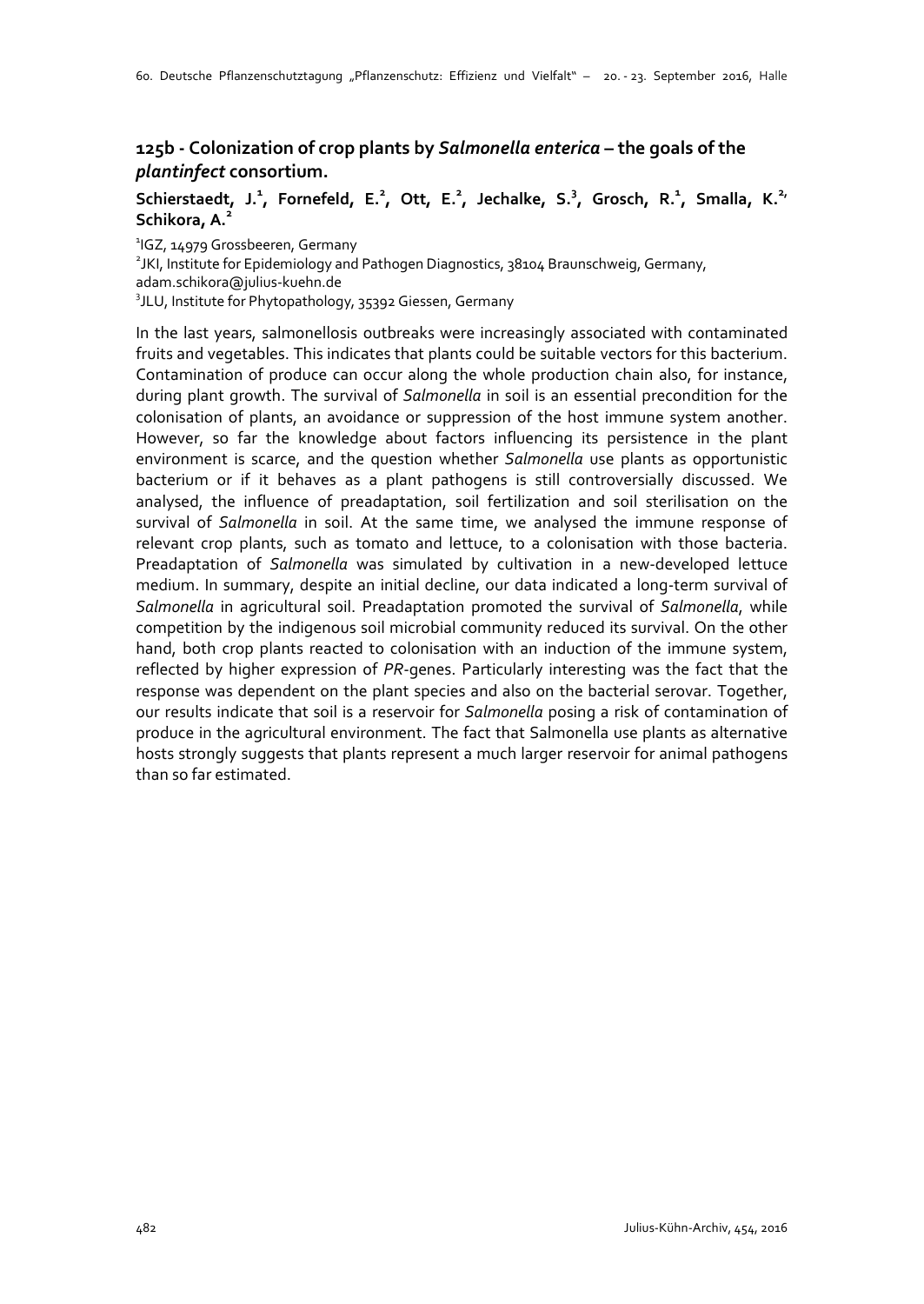## 125b - Colonization of crop plants by *Salmonella enterica* – the goals of the *plantinfect* consortium.

**Schierstaedt, J.[1], Fornefeld, E.[2], Ott, E.[2], Jechalke, S.[3], Grosch, R.[1], Smalla, K.[2], Schikora, A.[2]**

[1]IGZ, 14979 Grossbeeren, Germany
[2]JKI, Institute for Epidemiology and Pathogen Diagnostics, 38104 Braunschweig, Germany, adam.schikora@julius-kuehn.de
[3]JLU, Institute for Phytopathology, 35392 Giessen, Germany

In the last years, salmonellosis outbreaks were increasingly associated with contaminated fruits and vegetables. This indicates that plants could be suitable vectors for this bacterium. Contamination of produce can occur along the whole production chain also, for instance, during plant growth. The survival of *Salmonella* in soil is an essential precondition for the colonisation of plants, an avoidance or suppression of the host immune system another. However, so far the knowledge about factors influencing its persistence in the plant environment is scarce, and the question whether *Salmonella* use plants as opportunistic bacterium or if it behaves as a plant pathogens is still controversially discussed. We analysed, the influence of preadaptation, soil fertilization and soil sterilisation on the survival of *Salmonella* in soil. At the same time, we analysed the immune response of relevant crop plants, such as tomato and lettuce, to a colonisation with those bacteria. Preadaptation of *Salmonella* was simulated by cultivation in a new-developed lettuce medium. In summary, despite an initial decline, our data indicated a long-term survival of *Salmonella* in agricultural soil. Preadaptation promoted the survival of *Salmonella*, while competition by the indigenous soil microbial community reduced its survival. On the other hand, both crop plants reacted to colonisation with an induction of the immune system, reflected by higher expression of *PR*-genes. Particularly interesting was the fact that the response was dependent on the plant species and also on the bacterial serovar. Together, our results indicate that soil is a reservoir for *Salmonella* posing a risk of contamination of produce in the agricultural environment. The fact that Salmonella use plants as alternative hosts strongly suggests that plants represent a much larger reservoir for animal pathogens than so far estimated.